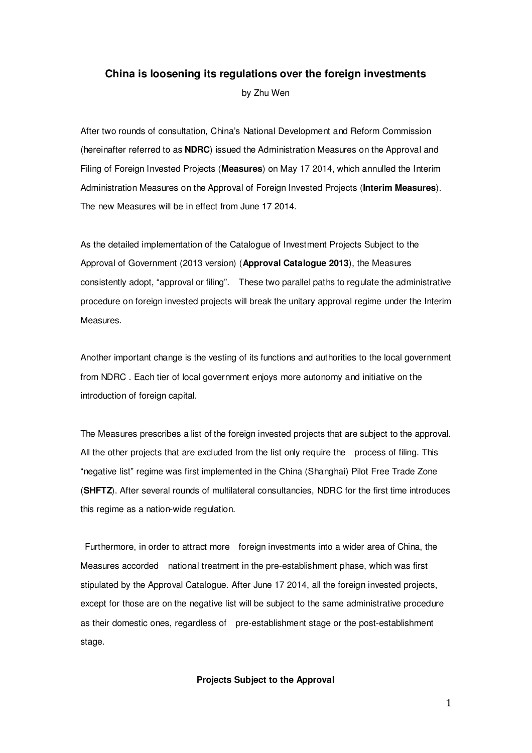# China is loosening its regulations over the foreign investments

by Zhu Wen

After two rounds of consultation, China's National Development and Reform Commission (hereinafter referred to as **NDRC**) issued the Administration Measures on the Approval and Filing of Foreign Invested Projects (**Measures**) on May 17 2014, which annulled the Interim Administration Measures on the Approval of Foreign Invested Projects (**Interim Measures**). The new Measures will be in effect from June 17 2014.

As the detailed implementation of the Catalogue of Investment Projects Subject to the Approval of Government (2013 version) (**Approval Catalogue 2013**), the Measures consistently adopt, "approval or filing". These two parallel paths to regulate the administrative procedure on foreign invested projects will break the unitary approval regime under the Interim Measures.

Another important change is the vesting of its functions and authorities to the local government from NDRC . Each tier of local government enjoys more autonomy and initiative on the introduction of foreign capital.

The Measures prescribes a list of the foreign invested projects that are subject to the approval. All the other projects that are excluded from the list only require the process of filing. This "negative list" regime was first implemented in the China (Shanghai) Pilot Free Trade Zone (**SHFTZ**). After several rounds of multilateral consultancies, NDRC for the first time introduces this regime as a nation-wide regulation.

Furthermore, in order to attract more foreign investments into a wider area of China, the Measures accorded national treatment in the pre-establishment phase, which was first stipulated by the Approval Catalogue. After June 17 2014, all the foreign invested projects, except for those are on the negative list will be subject to the same administrative procedure as their domestic ones, regardless of pre-establishment stage or the post-establishment stage.

### Projects Subject to the Approval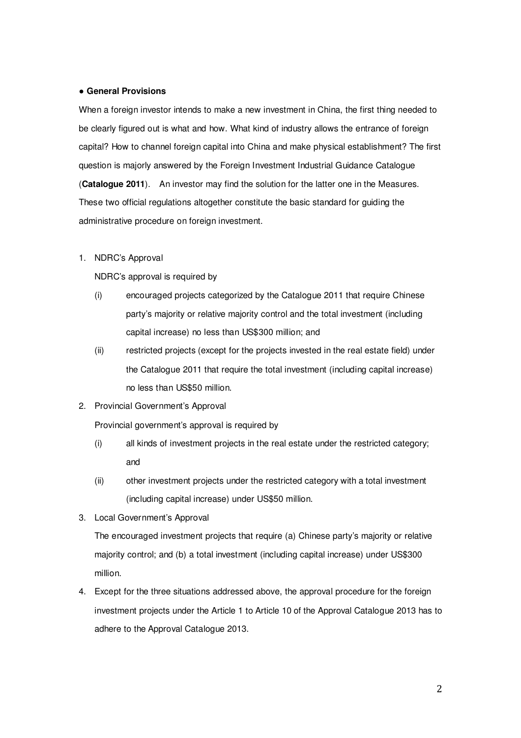● **General Provisions**

When a foreign investor intends to make a new investment in China, the first thing needed to be clearly figured out is what and how. What kind of industry allows the entrance of foreign capital? How to channel foreign capital into China and make physical establishment? The first question is majorly answered by the Foreign Investment Industrial Guidance Catalogue (**Catalogue 2011**). An investor may find the solution for the latter one in the Measures. These two official regulations altogether constitute the basic standard for guiding the administrative procedure on foreign investment.

1. NDRC's Approval

   NDRC's approval is required by

   (i) encouraged projects categorized by the Catalogue 2011 that require Chinese party's majority or relative majority control and the total investment (including capital increase) no less than US$300 million; and

   (ii) restricted projects (except for the projects invested in the real estate field) under the Catalogue 2011 that require the total investment (including capital increase) no less than US$50 million.

2. Provincial Government's Approval

   Provincial government's approval is required by

   (i) all kinds of investment projects in the real estate under the restricted category; and

   (ii) other investment projects under the restricted category with a total investment (including capital increase) under US$50 million.

3. Local Government's Approval

   The encouraged investment projects that require (a) Chinese party's majority or relative majority control; and (b) a total investment (including capital increase) under US$300 million.

4. Except for the three situations addressed above, the approval procedure for the foreign investment projects under the Article 1 to Article 10 of the Approval Catalogue 2013 has to adhere to the Approval Catalogue 2013.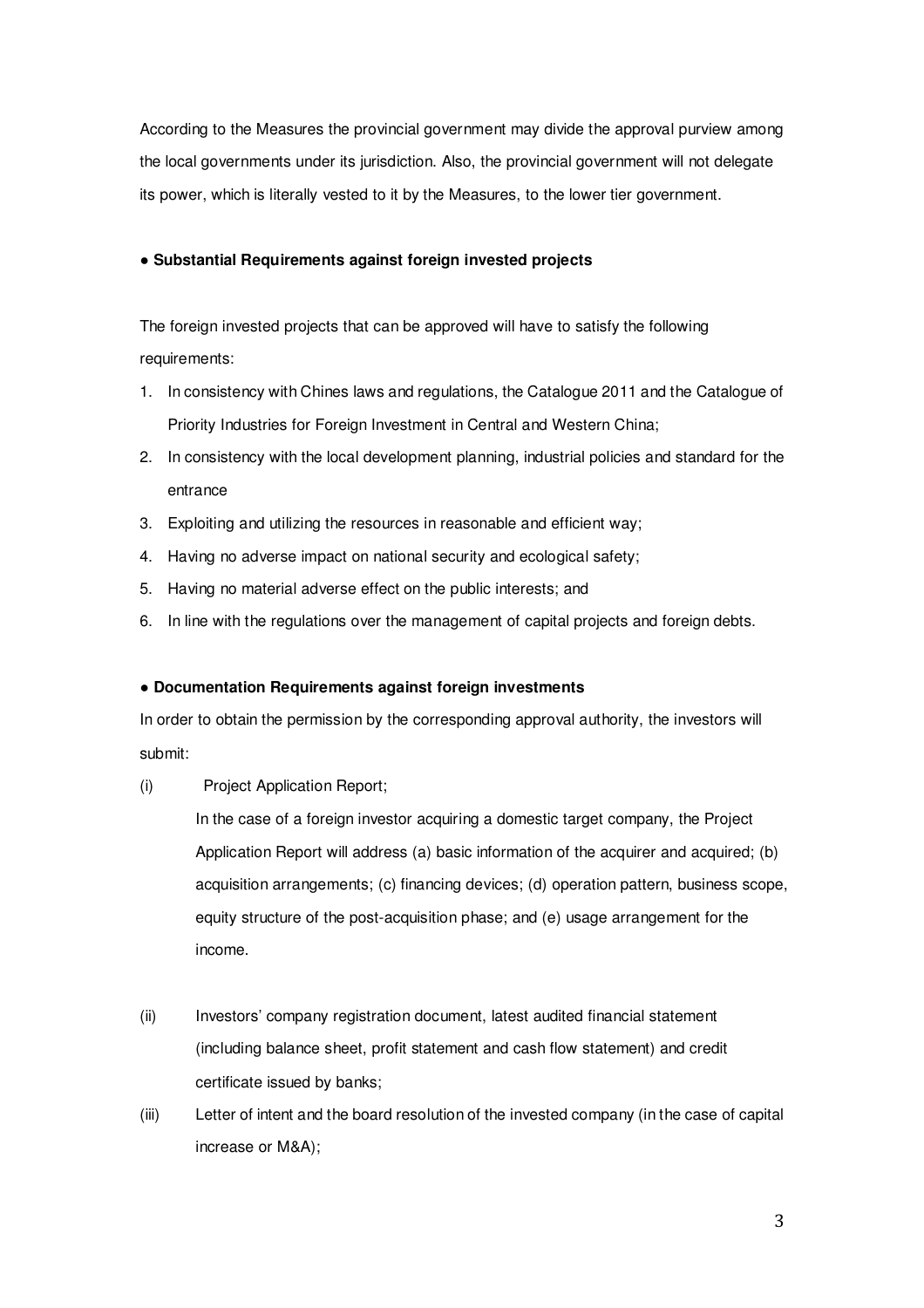According to the Measures the provincial government may divide the approval purview among the local governments under its jurisdiction. Also, the provincial government will not delegate its power, which is literally vested to it by the Measures, to the lower tier government.

**● Substantial Requirements against foreign invested projects**

The foreign invested projects that can be approved will have to satisfy the following requirements:

1. In consistency with Chines laws and regulations, the Catalogue 2011 and the Catalogue of Priority Industries for Foreign Investment in Central and Western China;
2. In consistency with the local development planning, industrial policies and standard for the entrance
3. Exploiting and utilizing the resources in reasonable and efficient way;
4. Having no adverse impact on national security and ecological safety;
5. Having no material adverse effect on the public interests; and
6. In line with the regulations over the management of capital projects and foreign debts.

**● Documentation Requirements against foreign investments**

In order to obtain the permission by the corresponding approval authority, the investors will submit:

(i) Project Application Report;

In the case of a foreign investor acquiring a domestic target company, the Project Application Report will address (a) basic information of the acquirer and acquired; (b) acquisition arrangements; (c) financing devices; (d) operation pattern, business scope, equity structure of the post-acquisition phase; and (e) usage arrangement for the income.

(ii) Investors' company registration document, latest audited financial statement (including balance sheet, profit statement and cash flow statement) and credit certificate issued by banks;

(iii) Letter of intent and the board resolution of the invested company (in the case of capital increase or M&A);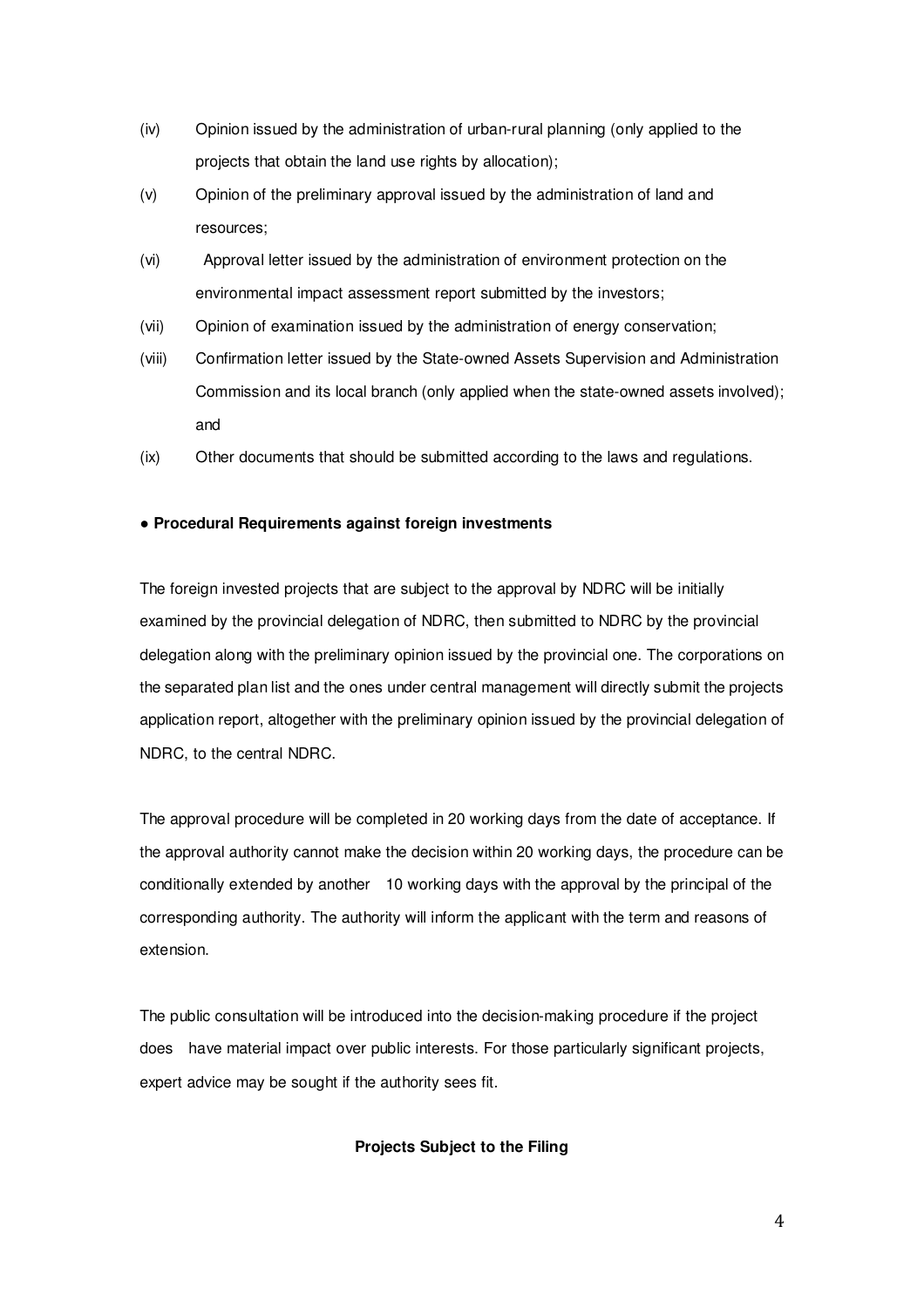(iv) Opinion issued by the administration of urban-rural planning (only applied to the projects that obtain the land use rights by allocation);

(v) Opinion of the preliminary approval issued by the administration of land and resources;

(vi) Approval letter issued by the administration of environment protection on the environmental impact assessment report submitted by the investors;

(vii) Opinion of examination issued by the administration of energy conservation;

(viii) Confirmation letter issued by the State-owned Assets Supervision and Administration Commission and its local branch (only applied when the state-owned assets involved); and

(ix) Other documents that should be submitted according to the laws and regulations.

**● Procedural Requirements against foreign investments**

The foreign invested projects that are subject to the approval by NDRC will be initially examined by the provincial delegation of NDRC, then submitted to NDRC by the provincial delegation along with the preliminary opinion issued by the provincial one. The corporations on the separated plan list and the ones under central management will directly submit the projects application report, altogether with the preliminary opinion issued by the provincial delegation of NDRC, to the central NDRC.

The approval procedure will be completed in 20 working days from the date of acceptance. If the approval authority cannot make the decision within 20 working days, the procedure can be conditionally extended by another 10 working days with the approval by the principal of the corresponding authority. The authority will inform the applicant with the term and reasons of extension.

The public consultation will be introduced into the decision-making procedure if the project does have material impact over public interests. For those particularly significant projects, expert advice may be sought if the authority sees fit.

**Projects Subject to the Filing**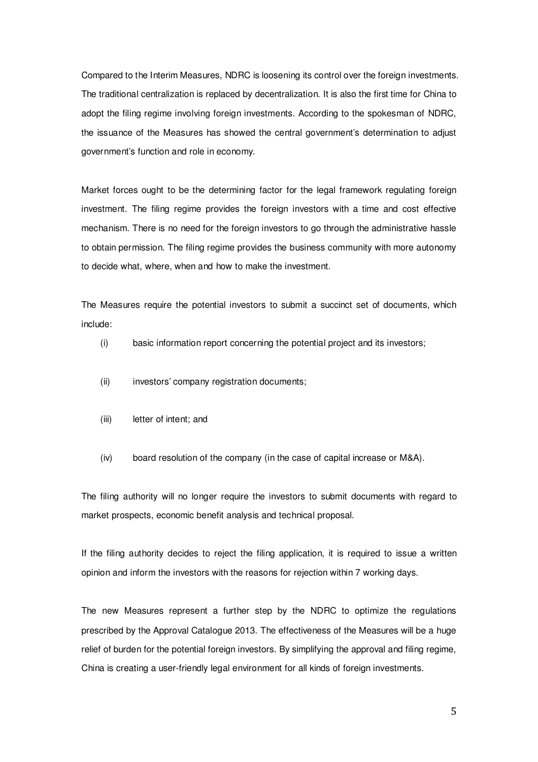Compared to the Interim Measures, NDRC is loosening its control over the foreign investments. The traditional centralization is replaced by decentralization. It is also the first time for China to adopt the filing regime involving foreign investments. According to the spokesman of NDRC, the issuance of the Measures has showed the central government's determination to adjust government's function and role in economy.

Market forces ought to be the determining factor for the legal framework regulating foreign investment. The filing regime provides the foreign investors with a time and cost effective mechanism. There is no need for the foreign investors to go through the administrative hassle to obtain permission. The filing regime provides the business community with more autonomy to decide what, where, when and how to make the investment.

The Measures require the potential investors to submit a succinct set of documents, which include:

(i) basic information report concerning the potential project and its investors;

(ii) investors' company registration documents;

(iii) letter of intent; and

(iv) board resolution of the company (in the case of capital increase or M&A).

The filing authority will no longer require the investors to submit documents with regard to market prospects, economic benefit analysis and technical proposal.

If the filing authority decides to reject the filing application, it is required to issue a written opinion and inform the investors with the reasons for rejection within 7 working days.

The new Measures represent a further step by the NDRC to optimize the regulations prescribed by the Approval Catalogue 2013. The effectiveness of the Measures will be a huge relief of burden for the potential foreign investors. By simplifying the approval and filing regime, China is creating a user-friendly legal environment for all kinds of foreign investments.